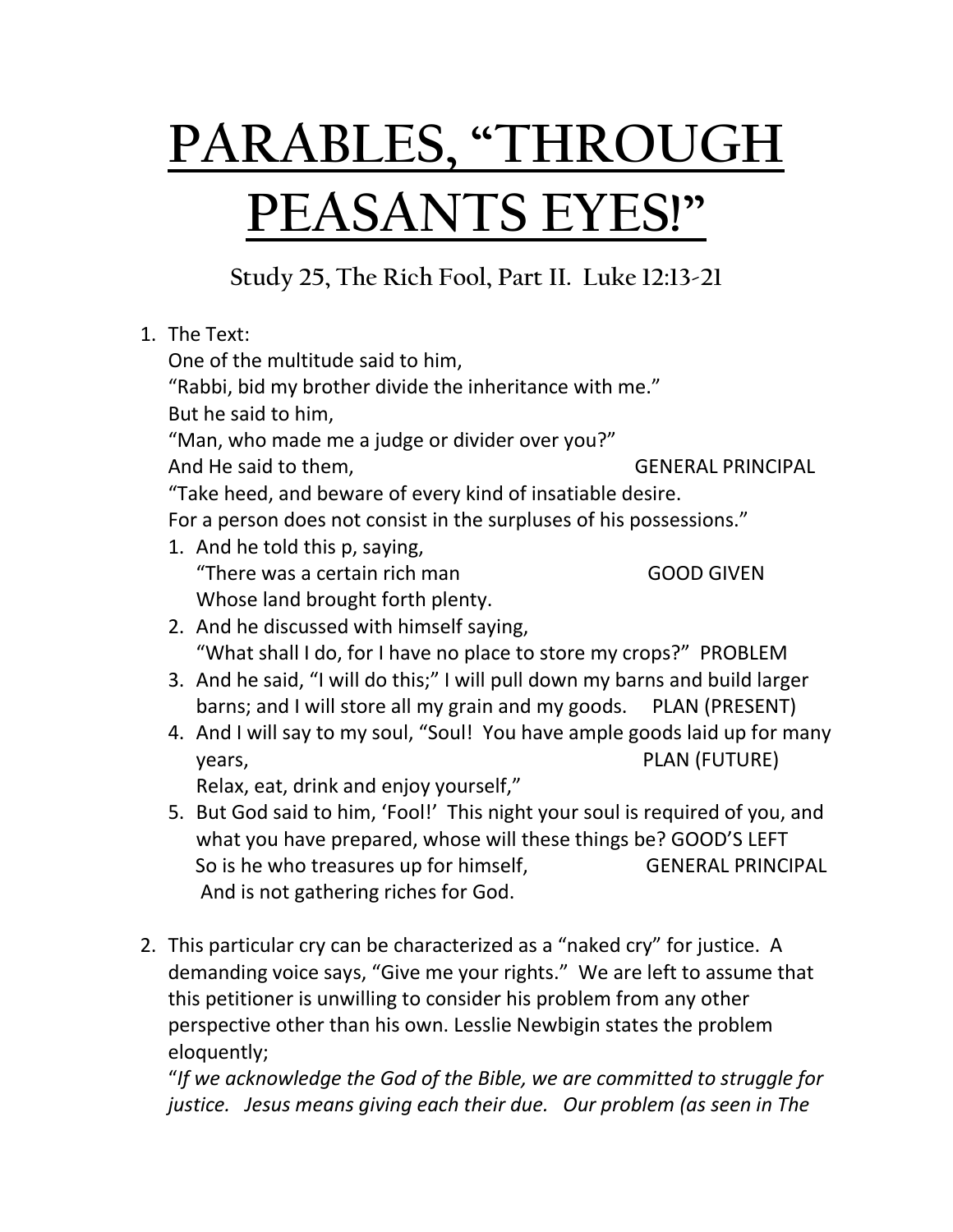# PARABLES, "THROUGH PEASANTS EYES!"

## Study 25, The Rich Fool, Part II. Luke 12:13-21

1. The Text:
   One of the multitude said to him,
   "Rabbi, bid my brother divide the inheritance with me."
   But he said to him,
   "Man, who made me a judge or divider over you?"
   And He said to them, GENERAL PRINCIPAL
   "Take heed, and beware of every kind of insatiable desire.
   For a person does not consist in the surpluses of his possessions."
   1. And he told this p, saying,
      "There was a certain rich man GOOD GIVEN
      Whose land brought forth plenty.
   2. And he discussed with himself saying,
      "What shall I do, for I have no place to store my crops?" PROBLEM
   3. And he said, "I will do this;" I will pull down my barns and build larger barns; and I will store all my grain and my goods. PLAN (PRESENT)
   4. And I will say to my soul, "Soul! You have ample goods laid up for many years, PLAN (FUTURE)
      Relax, eat, drink and enjoy yourself,"
   5. But God said to him, 'Fool!' This night your soul is required of you, and what you have prepared, whose will these things be? GOOD'S LEFT
      So is he who treasures up for himself, GENERAL PRINCIPAL
      And is not gathering riches for God.

2. This particular cry can be characterized as a "naked cry" for justice. A demanding voice says, "Give me your rights." We are left to assume that this petitioner is unwilling to consider his problem from any other perspective other than his own. Lesslie Newbigin states the problem eloquently;
   "*If we acknowledge the God of the Bible, we are committed to struggle for justice. Jesus means giving each their due. Our problem (as seen in The*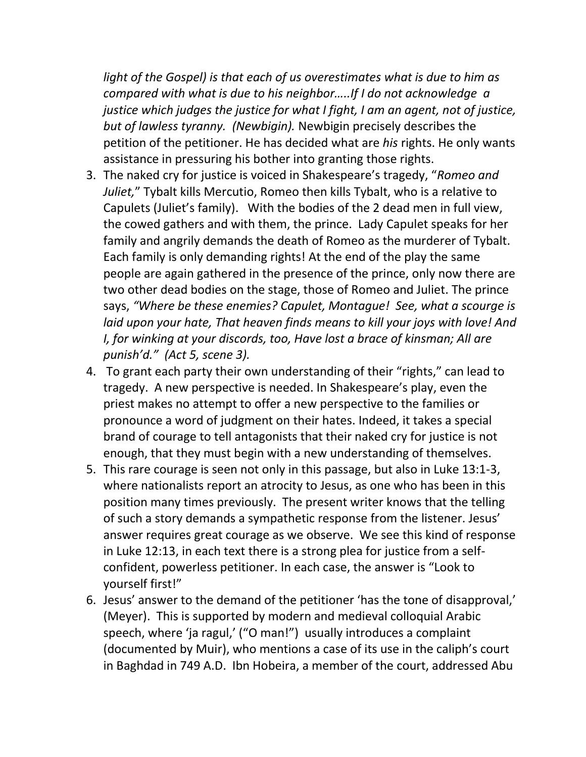*light of the Gospel) is that each of us overestimates what is due to him as compared with what is due to his neighbor…..If I do not acknowledge a justice which judges the justice for what I fight, I am an agent, not of justice, but of lawless tyranny. (Newbigin).* Newbigin precisely describes the petition of the petitioner. He has decided what are *his* rights. He only wants assistance in pressuring his bother into granting those rights.

3. The naked cry for justice is voiced in Shakespeare's tragedy, "*Romeo and Juliet,*" Tybalt kills Mercutio, Romeo then kills Tybalt, who is a relative to Capulets (Juliet's family). With the bodies of the 2 dead men in full view, the cowed gathers and with them, the prince. Lady Capulet speaks for her family and angrily demands the death of Romeo as the murderer of Tybalt. Each family is only demanding rights! At the end of the play the same people are again gathered in the presence of the prince, only now there are two other dead bodies on the stage, those of Romeo and Juliet. The prince says, *"Where be these enemies? Capulet, Montague! See, what a scourge is laid upon your hate, That heaven finds means to kill your joys with love! And I, for winking at your discords, too, Have lost a brace of kinsman; All are punish'd." (Act 5, scene 3).*
4. To grant each party their own understanding of their "rights," can lead to tragedy. A new perspective is needed. In Shakespeare's play, even the priest makes no attempt to offer a new perspective to the families or pronounce a word of judgment on their hates. Indeed, it takes a special brand of courage to tell antagonists that their naked cry for justice is not enough, that they must begin with a new understanding of themselves.
5. This rare courage is seen not only in this passage, but also in Luke 13:1-3, where nationalists report an atrocity to Jesus, as one who has been in this position many times previously. The present writer knows that the telling of such a story demands a sympathetic response from the listener. Jesus' answer requires great courage as we observe. We see this kind of response in Luke 12:13, in each text there is a strong plea for justice from a self-confident, powerless petitioner. In each case, the answer is "Look to yourself first!"
6. Jesus' answer to the demand of the petitioner 'has the tone of disapproval,' (Meyer). This is supported by modern and medieval colloquial Arabic speech, where 'ja ragul,' ("O man!") usually introduces a complaint (documented by Muir), who mentions a case of its use in the caliph's court in Baghdad in 749 A.D. Ibn Hobeira, a member of the court, addressed Abu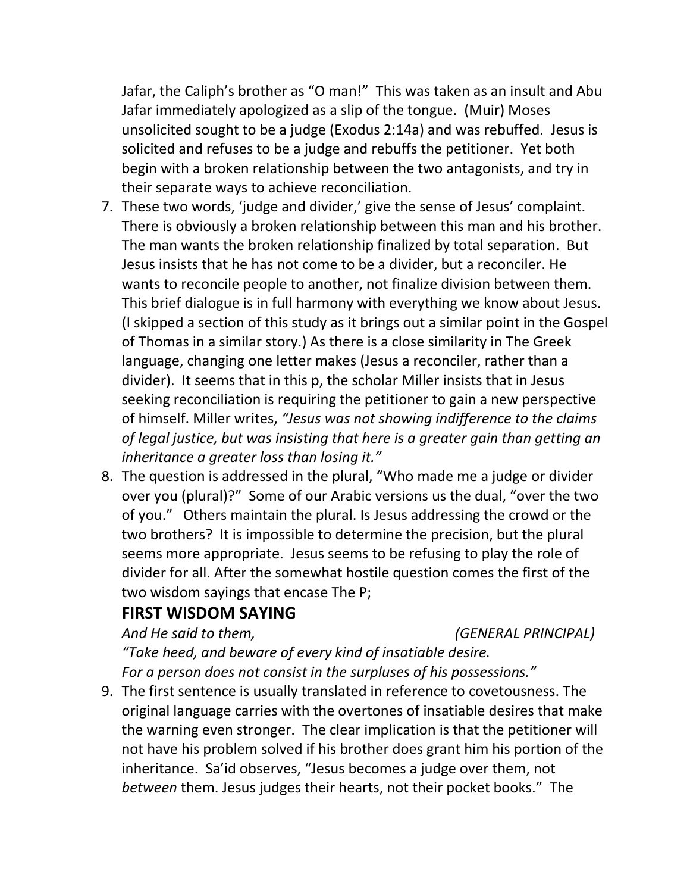Jafar, the Caliph's brother as "O man!" This was taken as an insult and Abu Jafar immediately apologized as a slip of the tongue. (Muir) Moses unsolicited sought to be a judge (Exodus 2:14a) and was rebuffed. Jesus is solicited and refuses to be a judge and rebuffs the petitioner. Yet both begin with a broken relationship between the two antagonists, and try in their separate ways to achieve reconciliation.

7. These two words, 'judge and divider,' give the sense of Jesus' complaint. There is obviously a broken relationship between this man and his brother. The man wants the broken relationship finalized by total separation. But Jesus insists that he has not come to be a divider, but a reconciler. He wants to reconcile people to another, not finalize division between them. This brief dialogue is in full harmony with everything we know about Jesus. (I skipped a section of this study as it brings out a similar point in the Gospel of Thomas in a similar story.) As there is a close similarity in The Greek language, changing one letter makes (Jesus a reconciler, rather than a divider). It seems that in this p, the scholar Miller insists that in Jesus seeking reconciliation is requiring the petitioner to gain a new perspective of himself. Miller writes, *"Jesus was not showing indifference to the claims of legal justice, but was insisting that here is a greater gain than getting an inheritance a greater loss than losing it."*
8. The question is addressed in the plural, "Who made me a judge or divider over you (plural)?" Some of our Arabic versions us the dual, "over the two of you." Others maintain the plural. Is Jesus addressing the crowd or the two brothers? It is impossible to determine the precision, but the plural seems more appropriate. Jesus seems to be refusing to play the role of divider for all. After the somewhat hostile question comes the first of the two wisdom sayings that encase The P;

## FIRST WISDOM SAYING

*And He said to them,* *(GENERAL PRINCIPAL)*
*"Take heed, and beware of every kind of insatiable desire.*
*For a person does not consist in the surpluses of his possessions."*

9. The first sentence is usually translated in reference to covetousness. The original language carries with the overtones of insatiable desires that make the warning even stronger. The clear implication is that the petitioner will not have his problem solved if his brother does grant him his portion of the inheritance. Sa'id observes, "Jesus becomes a judge over them, not *between* them. Jesus judges their hearts, not their pocket books." The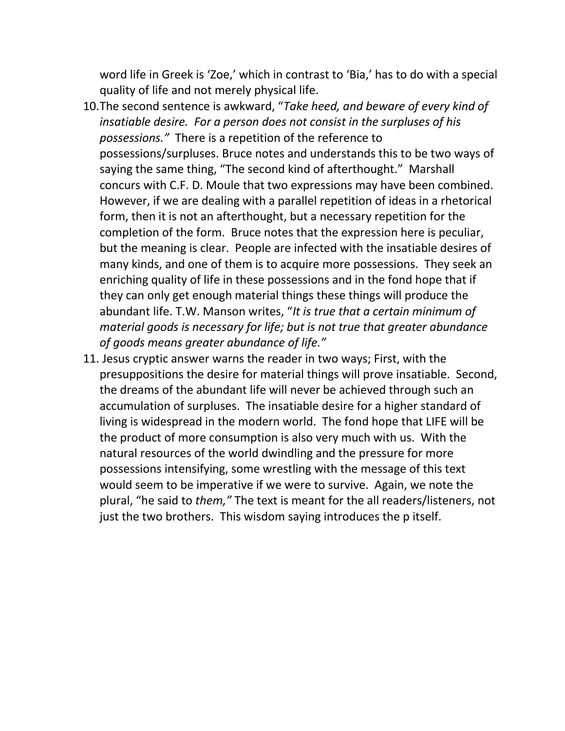word life in Greek is 'Zoe,' which in contrast to 'Bia,' has to do with a special quality of life and not merely physical life.

10. The second sentence is awkward, "*Take heed, and beware of every kind of insatiable desire. For a person does not consist in the surpluses of his possessions.*" There is a repetition of the reference to possessions/surpluses. Bruce notes and understands this to be two ways of saying the same thing, "The second kind of afterthought." Marshall concurs with C.F. D. Moule that two expressions may have been combined. However, if we are dealing with a parallel repetition of ideas in a rhetorical form, then it is not an afterthought, but a necessary repetition for the completion of the form. Bruce notes that the expression here is peculiar, but the meaning is clear. People are infected with the insatiable desires of many kinds, and one of them is to acquire more possessions. They seek an enriching quality of life in these possessions and in the fond hope that if they can only get enough material things these things will produce the abundant life. T.W. Manson writes, "*It is true that a certain minimum of material goods is necessary for life; but is not true that greater abundance of goods means greater abundance of life.*"

11. Jesus cryptic answer warns the reader in two ways; First, with the presuppositions the desire for material things will prove insatiable. Second, the dreams of the abundant life will never be achieved through such an accumulation of surpluses. The insatiable desire for a higher standard of living is widespread in the modern world. The fond hope that LIFE will be the product of more consumption is also very much with us. With the natural resources of the world dwindling and the pressure for more possessions intensifying, some wrestling with the message of this text would seem to be imperative if we were to survive. Again, we note the plural, "he said to *them,*" The text is meant for the all readers/listeners, not just the two brothers. This wisdom saying introduces the p itself.